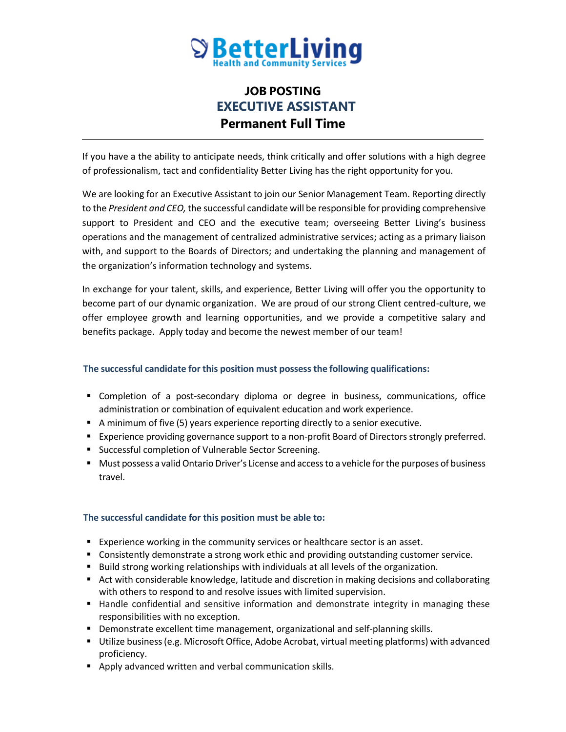BetterLiving
Health and Community Services

# JOB POSTING
## EXECUTIVE ASSISTANT
## Permanent Full Time

---

If you have a the ability to anticipate needs, think critically and offer solutions with a high degree of professionalism, tact and confidentiality Better Living has the right opportunity for you.

We are looking for an Executive Assistant to join our Senior Management Team. Reporting directly to the *President and CEO,* the successful candidate will be responsible for providing comprehensive support to President and CEO and the executive team; overseeing Better Living's business operations and the management of centralized administrative services; acting as a primary liaison with, and support to the Boards of Directors; and undertaking the planning and management of the organization's information technology and systems.

In exchange for your talent, skills, and experience, Better Living will offer you the opportunity to become part of our dynamic organization. We are proud of our strong Client centred-culture, we offer employee growth and learning opportunities, and we provide a competitive salary and benefits package. Apply today and become the newest member of our team!

### The successful candidate for this position must possess the following qualifications:

- Completion of a post-secondary diploma or degree in business, communications, office administration or combination of equivalent education and work experience.
- A minimum of five (5) years experience reporting directly to a senior executive.
- Experience providing governance support to a non-profit Board of Directors strongly preferred.
- Successful completion of Vulnerable Sector Screening.
- Must possess a valid Ontario Driver's License and access to a vehicle for the purposes of business travel.

### The successful candidate for this position must be able to:

- Experience working in the community services or healthcare sector is an asset.
- Consistently demonstrate a strong work ethic and providing outstanding customer service.
- Build strong working relationships with individuals at all levels of the organization.
- Act with considerable knowledge, latitude and discretion in making decisions and collaborating with others to respond to and resolve issues with limited supervision.
- Handle confidential and sensitive information and demonstrate integrity in managing these responsibilities with no exception.
- Demonstrate excellent time management, organizational and self-planning skills.
- Utilize business (e.g. Microsoft Office, Adobe Acrobat, virtual meeting platforms) with advanced proficiency.
- Apply advanced written and verbal communication skills.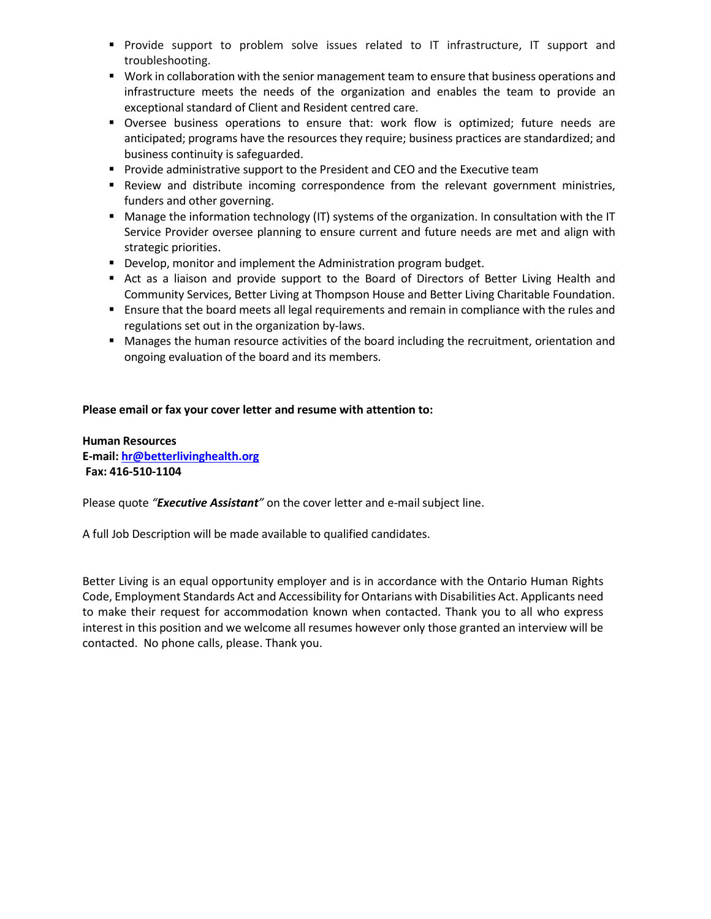- Provide support to problem solve issues related to IT infrastructure, IT support and troubleshooting.
- Work in collaboration with the senior management team to ensure that business operations and infrastructure meets the needs of the organization and enables the team to provide an exceptional standard of Client and Resident centred care.
- Oversee business operations to ensure that: work flow is optimized; future needs are anticipated; programs have the resources they require; business practices are standardized; and business continuity is safeguarded.
- Provide administrative support to the President and CEO and the Executive team
- Review and distribute incoming correspondence from the relevant government ministries, funders and other governing.
- Manage the information technology (IT) systems of the organization. In consultation with the IT Service Provider oversee planning to ensure current and future needs are met and align with strategic priorities.
- Develop, monitor and implement the Administration program budget.
- Act as a liaison and provide support to the Board of Directors of Better Living Health and Community Services, Better Living at Thompson House and Better Living Charitable Foundation.
- Ensure that the board meets all legal requirements and remain in compliance with the rules and regulations set out in the organization by-laws.
- Manages the human resource activities of the board including the recruitment, orientation and ongoing evaluation of the board and its members.

**Please email or fax your cover letter and resume with attention to:**

**Human Resources**
**E-mail: hr@betterlivinghealth.org**
**Fax: 416-510-1104**

Please quote *"**Executive Assistant**"* on the cover letter and e-mail subject line.

A full Job Description will be made available to qualified candidates.

Better Living is an equal opportunity employer and is in accordance with the Ontario Human Rights Code, Employment Standards Act and Accessibility for Ontarians with Disabilities Act. Applicants need to make their request for accommodation known when contacted. Thank you to all who express interest in this position and we welcome all resumes however only those granted an interview will be contacted. No phone calls, please. Thank you.